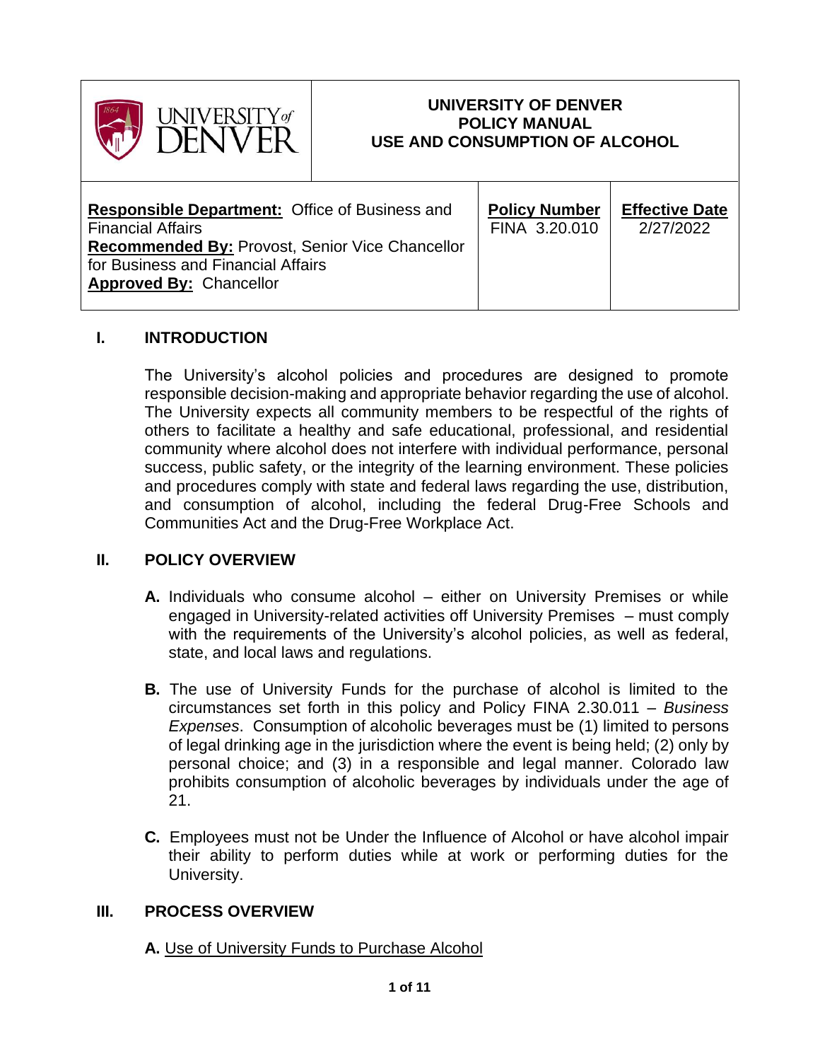| UNIVERSITY of DENVER | UNIVERSITY OF DENVER<br>POLICY MANUAL<br>USE AND CONSUMPTION OF ALCOHOL | |
|---|---|---|
| **Responsible Department:** Office of Business and Financial Affairs<br>**Recommended By:** Provost, Senior Vice Chancellor for Business and Financial Affairs<br>**Approved By:** Chancellor | **Policy Number**<br>FINA 3.20.010 | **Effective Date**<br>2/27/2022 |

## I. INTRODUCTION

The University's alcohol policies and procedures are designed to promote responsible decision-making and appropriate behavior regarding the use of alcohol. The University expects all community members to be respectful of the rights of others to facilitate a healthy and safe educational, professional, and residential community where alcohol does not interfere with individual performance, personal success, public safety, or the integrity of the learning environment. These policies and procedures comply with state and federal laws regarding the use, distribution, and consumption of alcohol, including the federal Drug-Free Schools and Communities Act and the Drug-Free Workplace Act.

## II. POLICY OVERVIEW

**A.** Individuals who consume alcohol – either on University Premises or while engaged in University-related activities off University Premises – must comply with the requirements of the University's alcohol policies, as well as federal, state, and local laws and regulations.

**B.** The use of University Funds for the purchase of alcohol is limited to the circumstances set forth in this policy and Policy FINA 2.30.011 – *Business Expenses*. Consumption of alcoholic beverages must be (1) limited to persons of legal drinking age in the jurisdiction where the event is being held; (2) only by personal choice; and (3) in a responsible and legal manner. Colorado law prohibits consumption of alcoholic beverages by individuals under the age of 21.

**C.** Employees must not be Under the Influence of Alcohol or have alcohol impair their ability to perform duties while at work or performing duties for the University.

## III. PROCESS OVERVIEW

**A.** Use of University Funds to Purchase Alcohol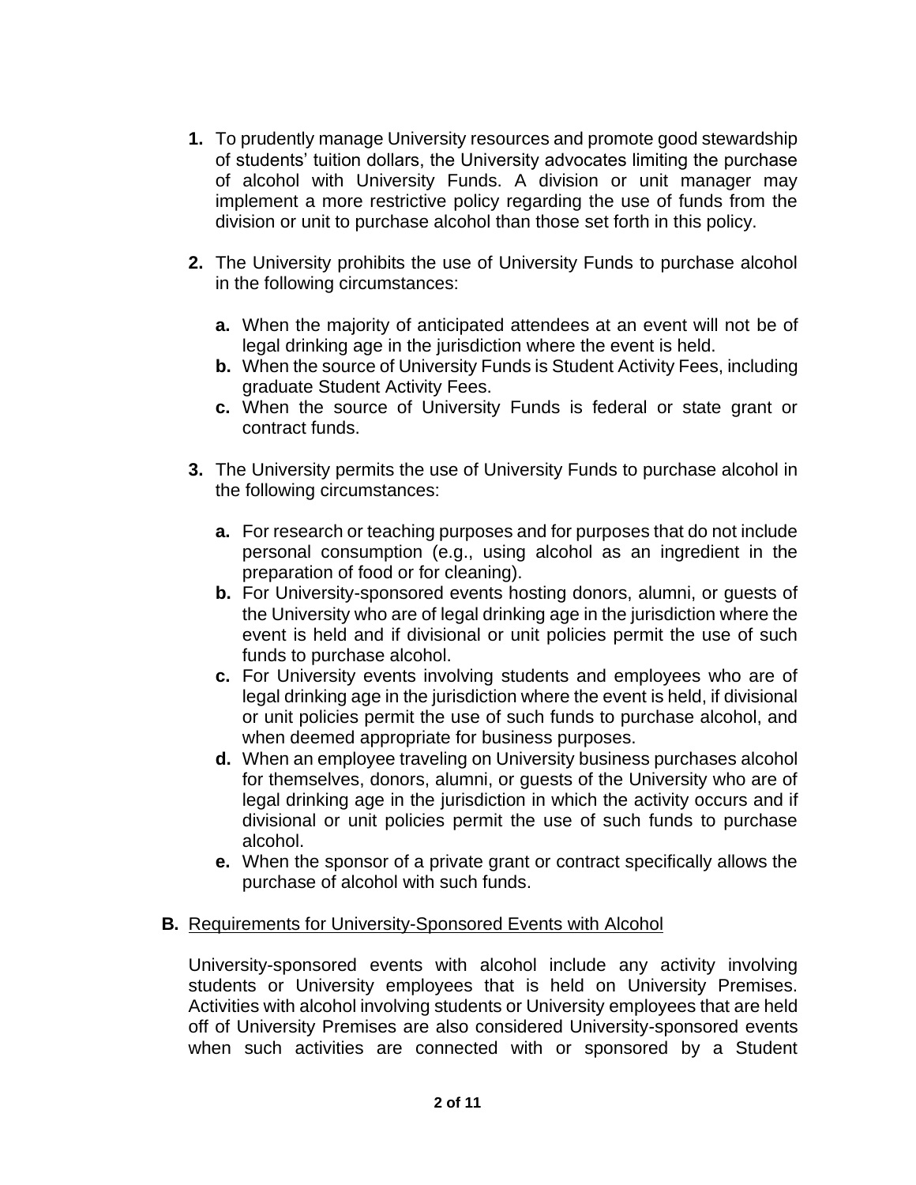1. To prudently manage University resources and promote good stewardship of students' tuition dollars, the University advocates limiting the purchase of alcohol with University Funds. A division or unit manager may implement a more restrictive policy regarding the use of funds from the division or unit to purchase alcohol than those set forth in this policy.

2. The University prohibits the use of University Funds to purchase alcohol in the following circumstances:

   a. When the majority of anticipated attendees at an event will not be of legal drinking age in the jurisdiction where the event is held.
   b. When the source of University Funds is Student Activity Fees, including graduate Student Activity Fees.
   c. When the source of University Funds is federal or state grant or contract funds.

3. The University permits the use of University Funds to purchase alcohol in the following circumstances:

   a. For research or teaching purposes and for purposes that do not include personal consumption (e.g., using alcohol as an ingredient in the preparation of food or for cleaning).
   b. For University-sponsored events hosting donors, alumni, or guests of the University who are of legal drinking age in the jurisdiction where the event is held and if divisional or unit policies permit the use of such funds to purchase alcohol.
   c. For University events involving students and employees who are of legal drinking age in the jurisdiction where the event is held, if divisional or unit policies permit the use of such funds to purchase alcohol, and when deemed appropriate for business purposes.
   d. When an employee traveling on University business purchases alcohol for themselves, donors, alumni, or guests of the University who are of legal drinking age in the jurisdiction in which the activity occurs and if divisional or unit policies permit the use of such funds to purchase alcohol.
   e. When the sponsor of a private grant or contract specifically allows the purchase of alcohol with such funds.

**B.** <u>Requirements for University-Sponsored Events with Alcohol</u>

University-sponsored events with alcohol include any activity involving students or University employees that is held on University Premises. Activities with alcohol involving students or University employees that are held off of University Premises are also considered University-sponsored events when such activities are connected with or sponsored by a Student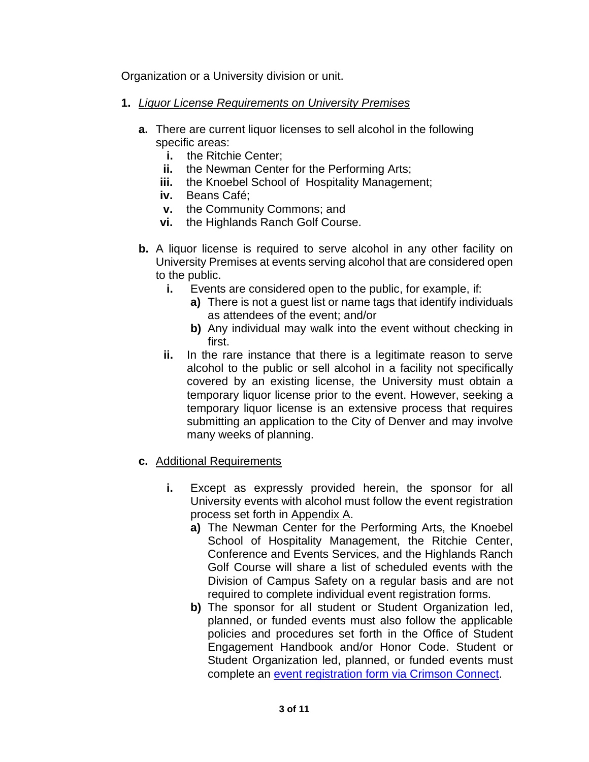Organization or a University division or unit.

1. *Liquor License Requirements on University Premises*

   **a.** There are current liquor licenses to sell alcohol in the following specific areas:
      - **i.** the Ritchie Center;
      - **ii.** the Newman Center for the Performing Arts;
      - **iii.** the Knoebel School of Hospitality Management;
      - **iv.** Beans Café;
      - **v.** the Community Commons; and
      - **vi.** the Highlands Ranch Golf Course.

   **b.** A liquor license is required to serve alcohol in any other facility on University Premises at events serving alcohol that are considered open to the public.
      - **i.** Events are considered open to the public, for example, if:
         - **a)** There is not a guest list or name tags that identify individuals as attendees of the event; and/or
         - **b)** Any individual may walk into the event without checking in first.
      - **ii.** In the rare instance that there is a legitimate reason to serve alcohol to the public or sell alcohol in a facility not specifically covered by an existing license, the University must obtain a temporary liquor license prior to the event. However, seeking a temporary liquor license is an extensive process that requires submitting an application to the City of Denver and may involve many weeks of planning.

   **c.** Additional Requirements
      - **i.** Except as expressly provided herein, the sponsor for all University events with alcohol must follow the event registration process set forth in Appendix A.
         - **a)** The Newman Center for the Performing Arts, the Knoebel School of Hospitality Management, the Ritchie Center, Conference and Events Services, and the Highlands Ranch Golf Course will share a list of scheduled events with the Division of Campus Safety on a regular basis and are not required to complete individual event registration forms.
         - **b)** The sponsor for all student or Student Organization led, planned, or funded events must also follow the applicable policies and procedures set forth in the Office of Student Engagement Handbook and/or Honor Code. Student or Student Organization led, planned, or funded events must complete an event registration form via Crimson Connect.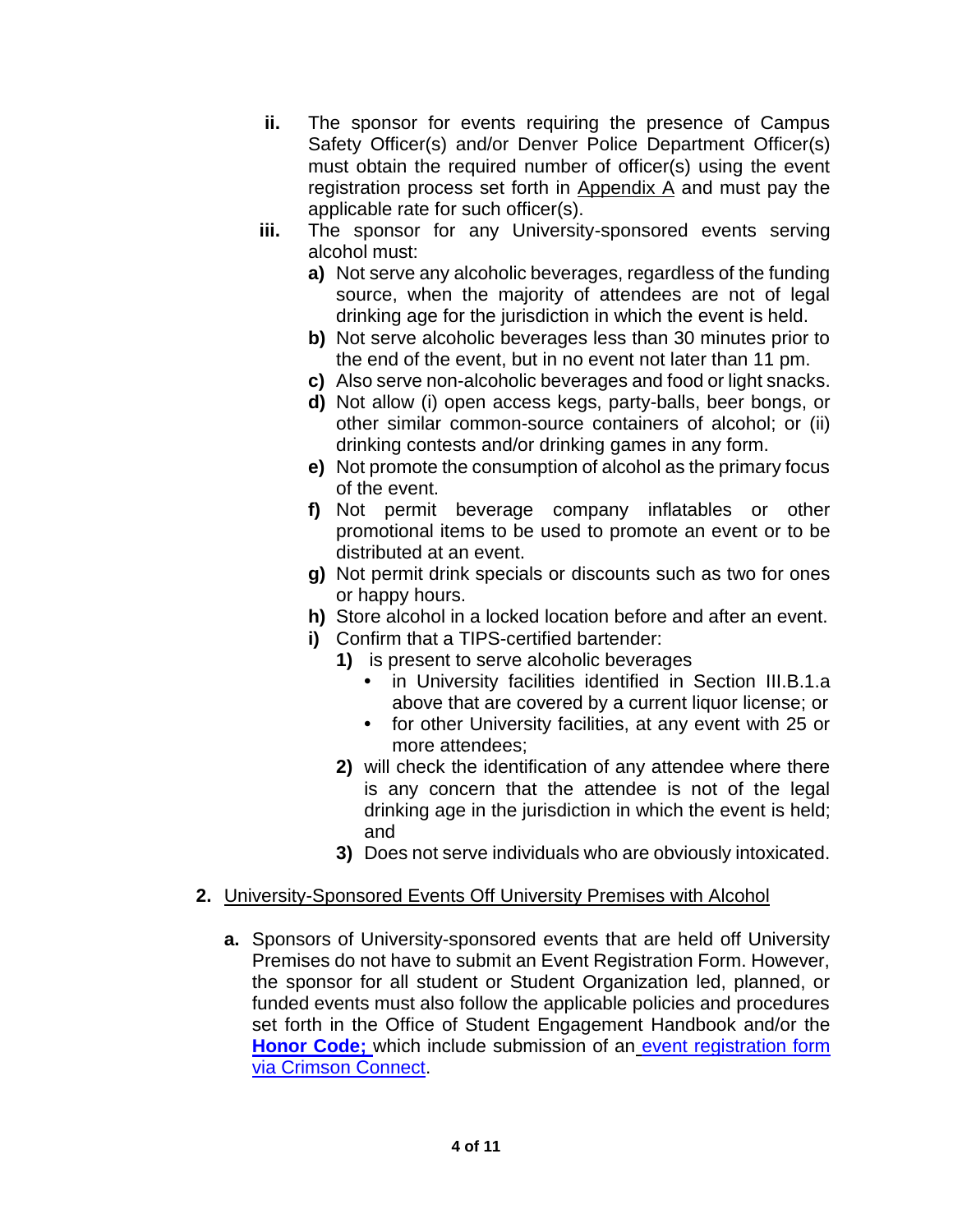ii. The sponsor for events requiring the presence of Campus Safety Officer(s) and/or Denver Police Department Officer(s) must obtain the required number of officer(s) using the event registration process set forth in Appendix A and must pay the applicable rate for such officer(s).

iii. The sponsor for any University-sponsored events serving alcohol must:

   a) Not serve any alcoholic beverages, regardless of the funding source, when the majority of attendees are not of legal drinking age for the jurisdiction in which the event is held.
   
   b) Not serve alcoholic beverages less than 30 minutes prior to the end of the event, but in no event not later than 11 pm.
   
   c) Also serve non-alcoholic beverages and food or light snacks.
   
   d) Not allow (i) open access kegs, party-balls, beer bongs, or other similar common-source containers of alcohol; or (ii) drinking contests and/or drinking games in any form.
   
   e) Not promote the consumption of alcohol as the primary focus of the event.
   
   f) Not permit beverage company inflatables or other promotional items to be used to promote an event or to be distributed at an event.
   
   g) Not permit drink specials or discounts such as two for ones or happy hours.
   
   h) Store alcohol in a locked location before and after an event.
   
   i) Confirm that a TIPS-certified bartender:
   
      1) is present to serve alcoholic beverages
      
         - in University facilities identified in Section III.B.1.a above that are covered by a current liquor license; or
         - for other University facilities, at any event with 25 or more attendees;
      
      2) will check the identification of any attendee where there is any concern that the attendee is not of the legal drinking age in the jurisdiction in which the event is held; and
      
      3) Does not serve individuals who are obviously intoxicated.

**2.** University-Sponsored Events Off University Premises with Alcohol

   **a.** Sponsors of University-sponsored events that are held off University Premises do not have to submit an Event Registration Form. However, the sponsor for all student or Student Organization led, planned, or funded events must also follow the applicable policies and procedures set forth in the Office of Student Engagement Handbook and/or the **Honor Code;** which include submission of an event registration form via Crimson Connect.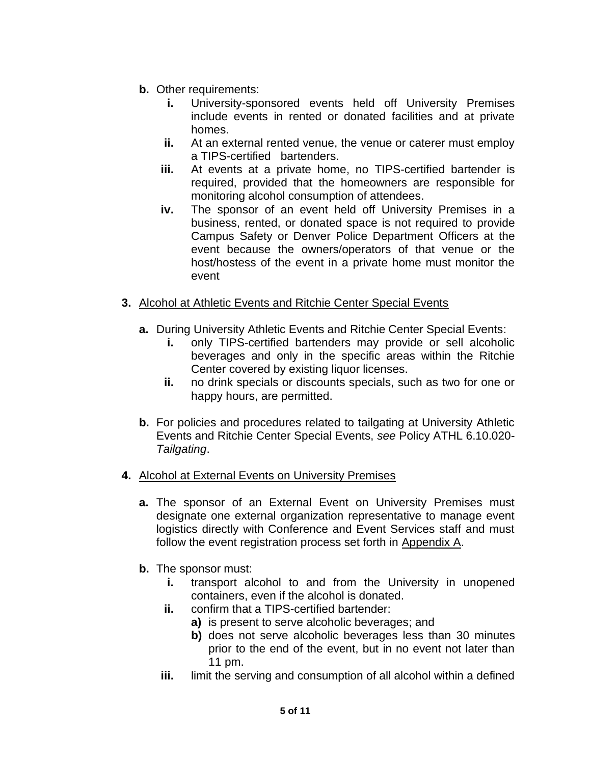**b.** Other requirements:

   **i.** University-sponsored events held off University Premises include events in rented or donated facilities and at private homes.

   **ii.** At an external rented venue, the venue or caterer must employ a TIPS-certified bartenders.

   **iii.** At events at a private home, no TIPS-certified bartender is required, provided that the homeowners are responsible for monitoring alcohol consumption of attendees.

   **iv.** The sponsor of an event held off University Premises in a business, rented, or donated space is not required to provide Campus Safety or Denver Police Department Officers at the event because the owners/operators of that venue or the host/hostess of the event in a private home must monitor the event

**3.** Alcohol at Athletic Events and Ritchie Center Special Events

**a.** During University Athletic Events and Ritchie Center Special Events:

   **i.** only TIPS-certified bartenders may provide or sell alcoholic beverages and only in the specific areas within the Ritchie Center covered by existing liquor licenses.

   **ii.** no drink specials or discounts specials, such as two for one or happy hours, are permitted.

**b.** For policies and procedures related to tailgating at University Athletic Events and Ritchie Center Special Events, *see* Policy ATHL 6.10.020-*Tailgating*.

**4.** Alcohol at External Events on University Premises

**a.** The sponsor of an External Event on University Premises must designate one external organization representative to manage event logistics directly with Conference and Event Services staff and must follow the event registration process set forth in Appendix A.

**b.** The sponsor must:

   **i.** transport alcohol to and from the University in unopened containers, even if the alcohol is donated.

   **ii.** confirm that a TIPS-certified bartender:

      **a)** is present to serve alcoholic beverages; and

      **b)** does not serve alcoholic beverages less than 30 minutes prior to the end of the event, but in no event not later than 11 pm.

   **iii.** limit the serving and consumption of all alcohol within a defined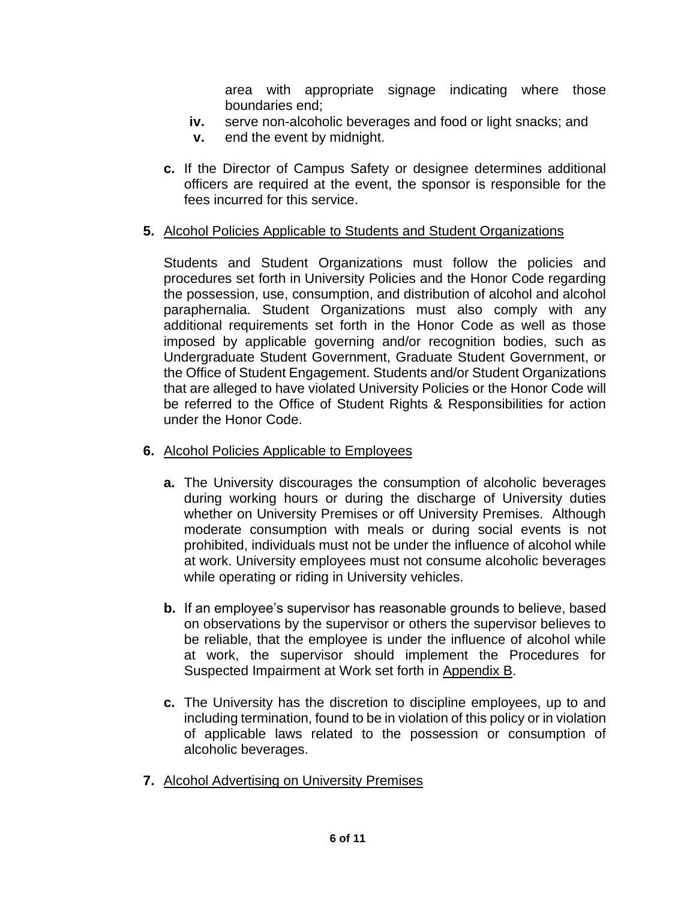area with appropriate signage indicating where those boundaries end;

  iv. serve non-alcoholic beverages and food or light snacks; and
  v. end the event by midnight.

**c.** If the Director of Campus Safety or designee determines additional officers are required at the event, the sponsor is responsible for the fees incurred for this service.

**5.** Alcohol Policies Applicable to Students and Student Organizations

Students and Student Organizations must follow the policies and procedures set forth in University Policies and the Honor Code regarding the possession, use, consumption, and distribution of alcohol and alcohol paraphernalia. Student Organizations must also comply with any additional requirements set forth in the Honor Code as well as those imposed by applicable governing and/or recognition bodies, such as Undergraduate Student Government, Graduate Student Government, or the Office of Student Engagement. Students and/or Student Organizations that are alleged to have violated University Policies or the Honor Code will be referred to the Office of Student Rights & Responsibilities for action under the Honor Code.

**6.** Alcohol Policies Applicable to Employees

**a.** The University discourages the consumption of alcoholic beverages during working hours or during the discharge of University duties whether on University Premises or off University Premises. Although moderate consumption with meals or during social events is not prohibited, individuals must not be under the influence of alcohol while at work. University employees must not consume alcoholic beverages while operating or riding in University vehicles.

**b.** If an employee's supervisor has reasonable grounds to believe, based on observations by the supervisor or others the supervisor believes to be reliable, that the employee is under the influence of alcohol while at work, the supervisor should implement the Procedures for Suspected Impairment at Work set forth in Appendix B.

**c.** The University has the discretion to discipline employees, up to and including termination, found to be in violation of this policy or in violation of applicable laws related to the possession or consumption of alcoholic beverages.

**7.** Alcohol Advertising on University Premises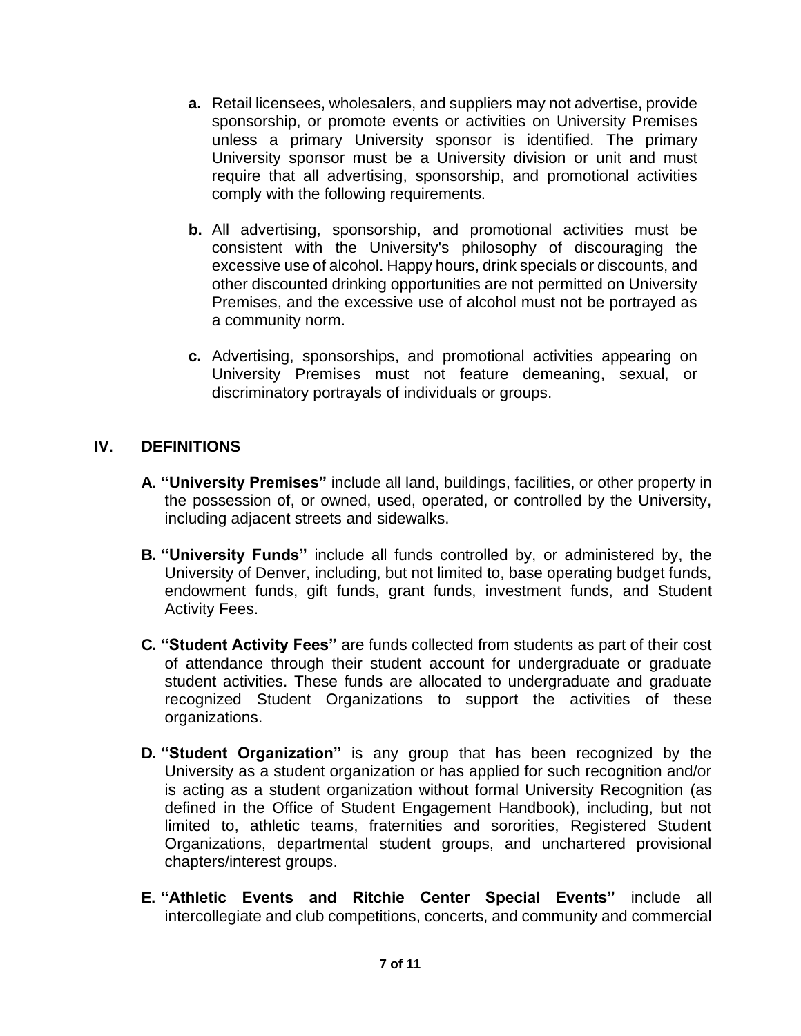**a.** Retail licensees, wholesalers, and suppliers may not advertise, provide sponsorship, or promote events or activities on University Premises unless a primary University sponsor is identified. The primary University sponsor must be a University division or unit and must require that all advertising, sponsorship, and promotional activities comply with the following requirements.

**b.** All advertising, sponsorship, and promotional activities must be consistent with the University's philosophy of discouraging the excessive use of alcohol. Happy hours, drink specials or discounts, and other discounted drinking opportunities are not permitted on University Premises, and the excessive use of alcohol must not be portrayed as a community norm.

**c.** Advertising, sponsorships, and promotional activities appearing on University Premises must not feature demeaning, sexual, or discriminatory portrayals of individuals or groups.

## IV. DEFINITIONS

**A. "University Premises"** include all land, buildings, facilities, or other property in the possession of, or owned, used, operated, or controlled by the University, including adjacent streets and sidewalks.

**B. "University Funds"** include all funds controlled by, or administered by, the University of Denver, including, but not limited to, base operating budget funds, endowment funds, gift funds, grant funds, investment funds, and Student Activity Fees.

**C. "Student Activity Fees"** are funds collected from students as part of their cost of attendance through their student account for undergraduate or graduate student activities. These funds are allocated to undergraduate and graduate recognized Student Organizations to support the activities of these organizations.

**D. "Student Organization"** is any group that has been recognized by the University as a student organization or has applied for such recognition and/or is acting as a student organization without formal University Recognition (as defined in the Office of Student Engagement Handbook), including, but not limited to, athletic teams, fraternities and sororities, Registered Student Organizations, departmental student groups, and unchartered provisional chapters/interest groups.

**E. "Athletic Events and Ritchie Center Special Events"** include all intercollegiate and club competitions, concerts, and community and commercial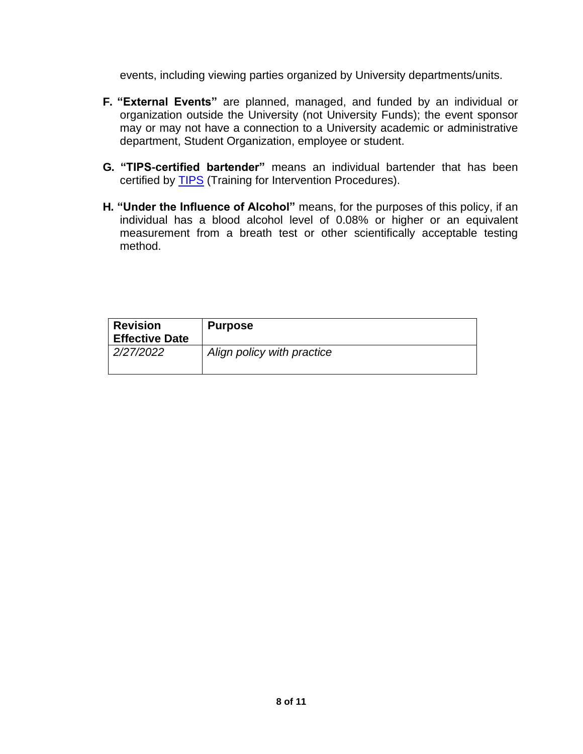events, including viewing parties organized by University departments/units.

**F. "External Events"** are planned, managed, and funded by an individual or organization outside the University (not University Funds); the event sponsor may or may not have a connection to a University academic or administrative department, Student Organization, employee or student.

**G. "TIPS-certified bartender"** means an individual bartender that has been certified by TIPS (Training for Intervention Procedures).

**H. "Under the Influence of Alcohol"** means, for the purposes of this policy, if an individual has a blood alcohol level of 0.08% or higher or an equivalent measurement from a breath test or other scientifically acceptable testing method.

| **Revision Effective Date** | **Purpose** |
| --- | --- |
| *2/27/2022* | *Align policy with practice* |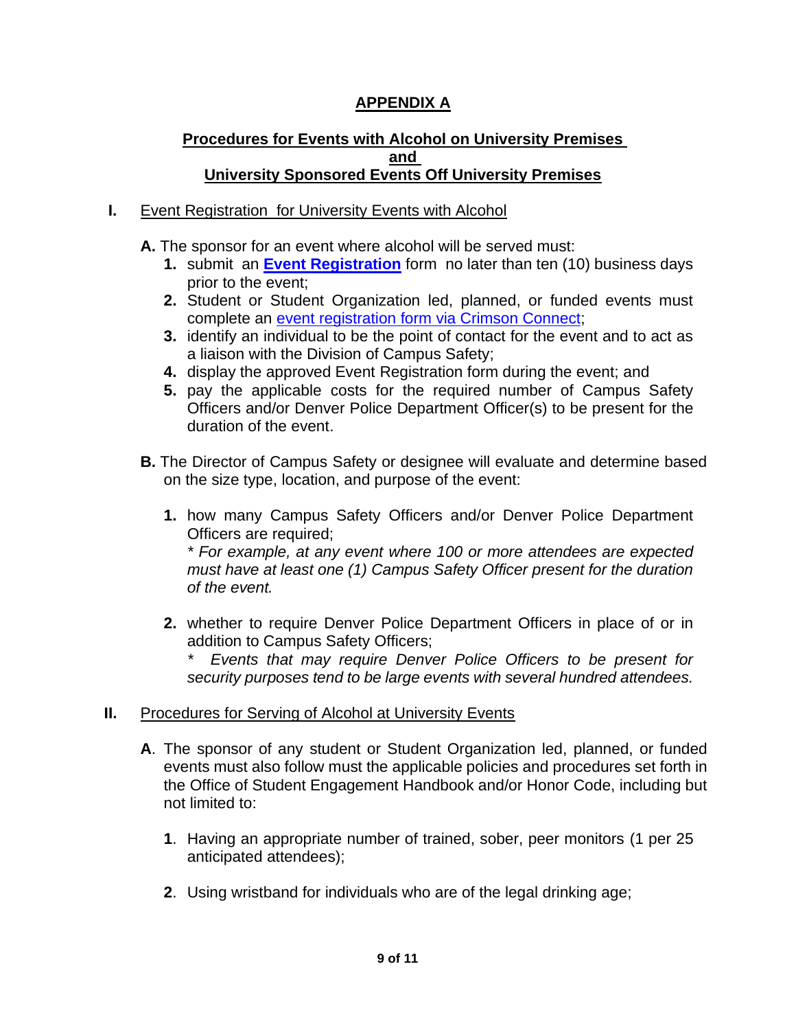# APPENDIX A

## Procedures for Events with Alcohol on University Premises and University Sponsored Events Off University Premises

**I.** Event Registration for University Events with Alcohol

**A.** The sponsor for an event where alcohol will be served must:

1. submit an **Event Registration** form no later than ten (10) business days prior to the event;
2. Student or Student Organization led, planned, or funded events must complete an event registration form via Crimson Connect;
3. identify an individual to be the point of contact for the event and to act as a liaison with the Division of Campus Safety;
4. display the approved Event Registration form during the event; and
5. pay the applicable costs for the required number of Campus Safety Officers and/or Denver Police Department Officer(s) to be present for the duration of the event.

**B.** The Director of Campus Safety or designee will evaluate and determine based on the size type, location, and purpose of the event:

1. how many Campus Safety Officers and/or Denver Police Department Officers are required;
   *\* For example, at any event where 100 or more attendees are expected must have at least one (1) Campus Safety Officer present for the duration of the event.*

2. whether to require Denver Police Department Officers in place of or in addition to Campus Safety Officers;
   *\* Events that may require Denver Police Officers to be present for security purposes tend to be large events with several hundred attendees.*

**II.** Procedures for Serving of Alcohol at University Events

**A**. The sponsor of any student or Student Organization led, planned, or funded events must also follow must the applicable policies and procedures set forth in the Office of Student Engagement Handbook and/or Honor Code, including but not limited to:

**1**. Having an appropriate number of trained, sober, peer monitors (1 per 25 anticipated attendees);

**2**. Using wristband for individuals who are of the legal drinking age;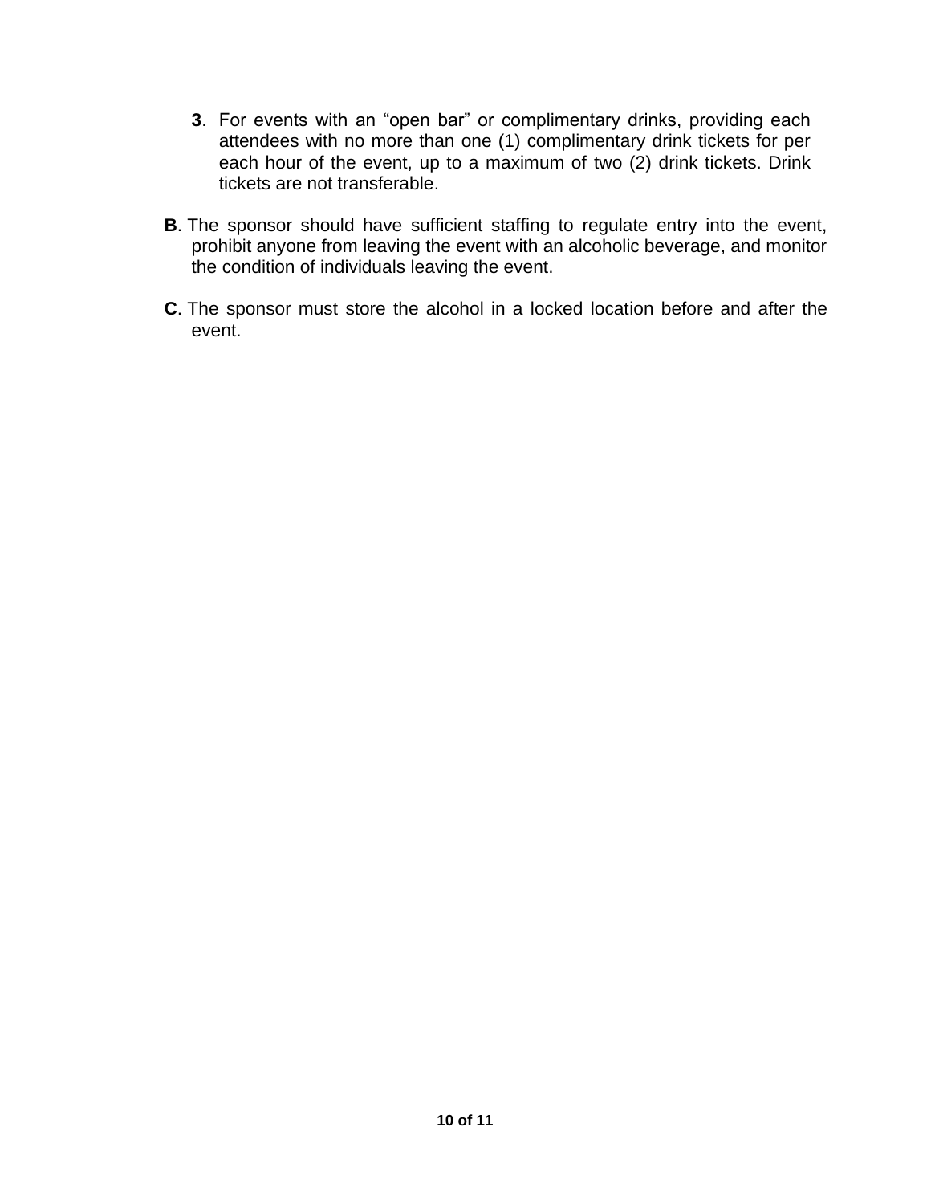3. For events with an "open bar" or complimentary drinks, providing each attendees with no more than one (1) complimentary drink tickets for per each hour of the event, up to a maximum of two (2) drink tickets. Drink tickets are not transferable.

**B**. The sponsor should have sufficient staffing to regulate entry into the event, prohibit anyone from leaving the event with an alcoholic beverage, and monitor the condition of individuals leaving the event.

**C**. The sponsor must store the alcohol in a locked location before and after the event.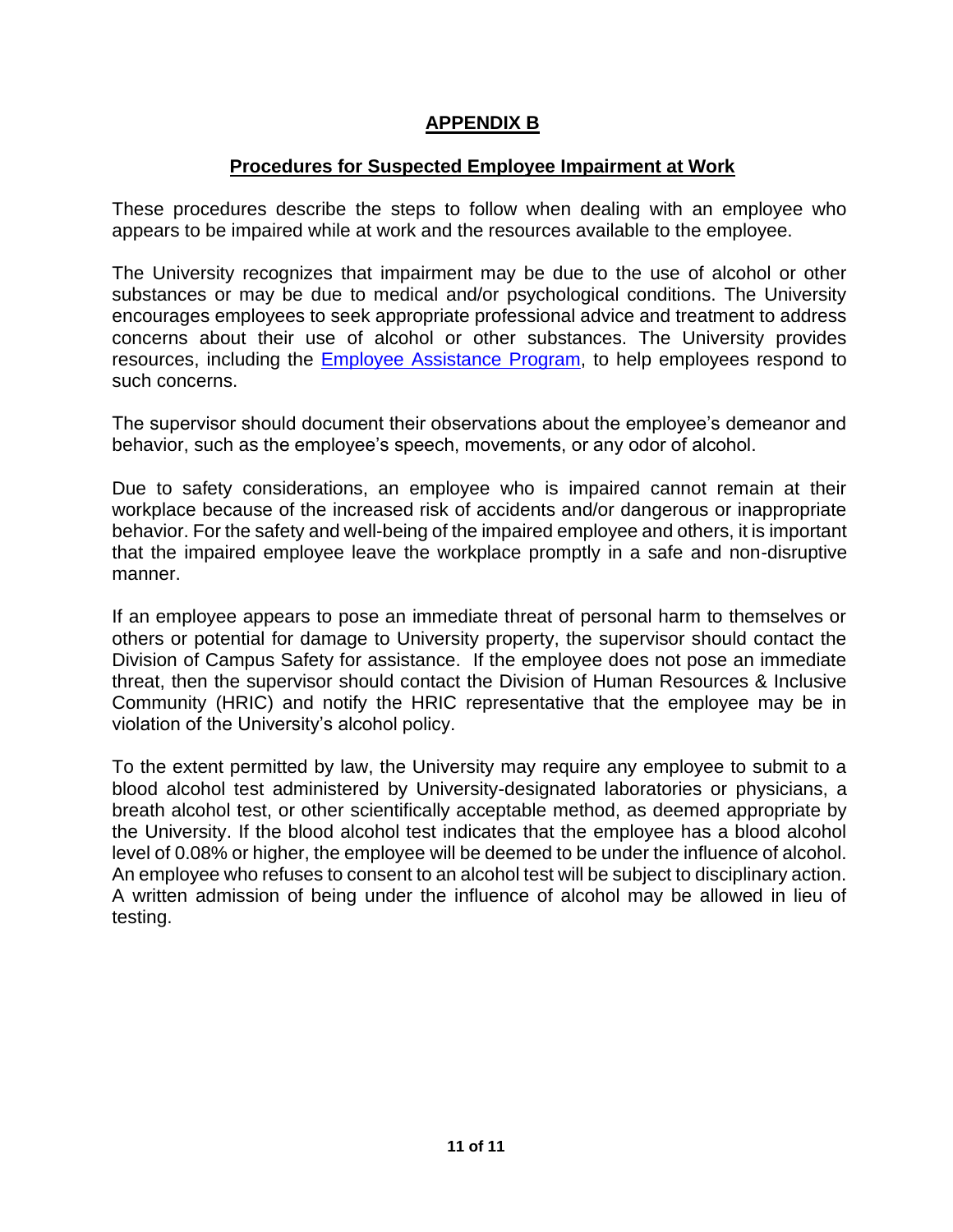## APPENDIX B

### Procedures for Suspected Employee Impairment at Work

These procedures describe the steps to follow when dealing with an employee who appears to be impaired while at work and the resources available to the employee.

The University recognizes that impairment may be due to the use of alcohol or other substances or may be due to medical and/or psychological conditions. The University encourages employees to seek appropriate professional advice and treatment to address concerns about their use of alcohol or other substances. The University provides resources, including the Employee Assistance Program, to help employees respond to such concerns.

The supervisor should document their observations about the employee's demeanor and behavior, such as the employee's speech, movements, or any odor of alcohol.

Due to safety considerations, an employee who is impaired cannot remain at their workplace because of the increased risk of accidents and/or dangerous or inappropriate behavior. For the safety and well-being of the impaired employee and others, it is important that the impaired employee leave the workplace promptly in a safe and non-disruptive manner.

If an employee appears to pose an immediate threat of personal harm to themselves or others or potential for damage to University property, the supervisor should contact the Division of Campus Safety for assistance. If the employee does not pose an immediate threat, then the supervisor should contact the Division of Human Resources & Inclusive Community (HRIC) and notify the HRIC representative that the employee may be in violation of the University's alcohol policy.

To the extent permitted by law, the University may require any employee to submit to a blood alcohol test administered by University-designated laboratories or physicians, a breath alcohol test, or other scientifically acceptable method, as deemed appropriate by the University. If the blood alcohol test indicates that the employee has a blood alcohol level of 0.08% or higher, the employee will be deemed to be under the influence of alcohol. An employee who refuses to consent to an alcohol test will be subject to disciplinary action. A written admission of being under the influence of alcohol may be allowed in lieu of testing.